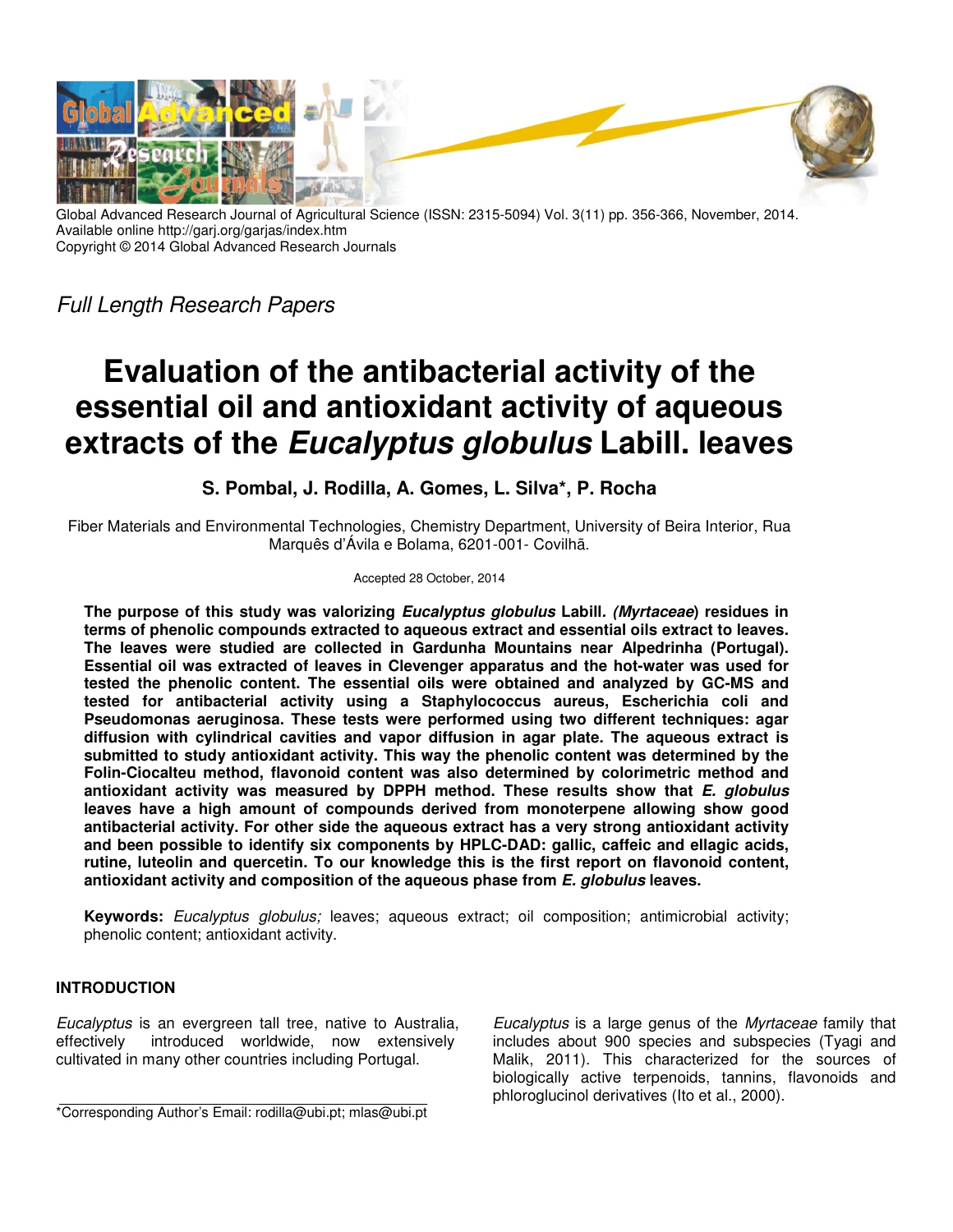Global Advanced Research Journal of Agricultural Science (ISSN: 2315-5094) Vol. 3(11) pp. 356-366, November, 2014.
Available online http://garj.org/garjas/index.htm
Copyright © 2014 Global Advanced Research Journals

*Full Length Research Papers*

# Evaluation of the antibacterial activity of the essential oil and antioxidant activity of aqueous extracts of the *Eucalyptus globulus* Labill. leaves

**S. Pombal, J. Rodilla, A. Gomes, L. Silva*, P. Rocha**

Fiber Materials and Environmental Technologies, Chemistry Department, University of Beira Interior, Rua Marquês d'Ávila e Bolama, 6201-001- Covilhã.

Accepted 28 October, 2014

**The purpose of this study was valorizing *Eucalyptus globulus* Labill. *(Myrtaceae*) residues in terms of phenolic compounds extracted to aqueous extract and essential oils extract to leaves. The leaves were studied are collected in Gardunha Mountains near Alpedrinha (Portugal). Essential oil was extracted of leaves in Clevenger apparatus and the hot-water was used for tested the phenolic content. The essential oils were obtained and analyzed by GC-MS and tested for antibacterial activity using a Staphylococcus aureus, Escherichia coli and Pseudomonas aeruginosa. These tests were performed using two different techniques: agar diffusion with cylindrical cavities and vapor diffusion in agar plate. The aqueous extract is submitted to study antioxidant activity. This way the phenolic content was determined by the Folin-Ciocalteu method, flavonoid content was also determined by colorimetric method and antioxidant activity was measured by DPPH method. These results show that *E. globulus* leaves have a high amount of compounds derived from monoterpene allowing show good antibacterial activity. For other side the aqueous extract has a very strong antioxidant activity and been possible to identify six components by HPLC-DAD: gallic, caffeic and ellagic acids, rutine, luteolin and quercetin. To our knowledge this is the first report on flavonoid content, antioxidant activity and composition of the aqueous phase from *E. globulus* leaves.**

**Keywords:** *Eucalyptus globulus;* leaves; aqueous extract; oil composition; antimicrobial activity; phenolic content; antioxidant activity.

## INTRODUCTION

*Eucalyptus* is an evergreen tall tree, native to Australia, effectively introduced worldwide, now extensively cultivated in many other countries including Portugal.

*Eucalyptus* is a large genus of the *Myrtaceae* family that includes about 900 species and subspecies (Tyagi and Malik, 2011). This characterized for the sources of biologically active terpenoids, tannins, flavonoids and phloroglucinol derivatives (Ito et al., 2000).

*Corresponding Author's Email: rodilla@ubi.pt; mlas@ubi.pt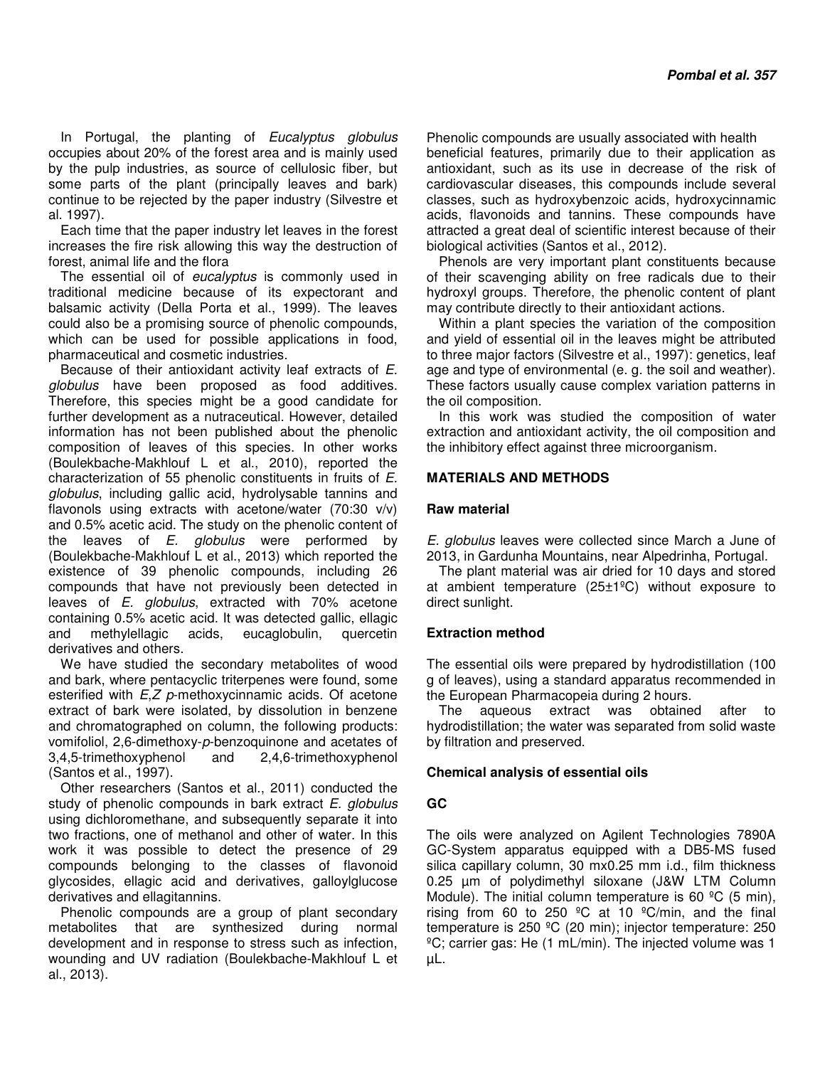In Portugal, the planting of *Eucalyptus globulus* occupies about 20% of the forest area and is mainly used by the pulp industries, as source of cellulosic fiber, but some parts of the plant (principally leaves and bark) continue to be rejected by the paper industry (Silvestre et al. 1997).

Each time that the paper industry let leaves in the forest increases the fire risk allowing this way the destruction of forest, animal life and the flora

The essential oil of *eucalyptus* is commonly used in traditional medicine because of its expectorant and balsamic activity (Della Porta et al., 1999). The leaves could also be a promising source of phenolic compounds, which can be used for possible applications in food, pharmaceutical and cosmetic industries.

Because of their antioxidant activity leaf extracts of *E. globulus* have been proposed as food additives. Therefore, this species might be a good candidate for further development as a nutraceutical. However, detailed information has not been published about the phenolic composition of leaves of this species. In other works (Boulekbache-Makhlouf L et al., 2010), reported the characterization of 55 phenolic constituents in fruits of *E. globulus*, including gallic acid, hydrolysable tannins and flavonols using extracts with acetone/water (70:30 v/v) and 0.5% acetic acid. The study on the phenolic content of the leaves of *E. globulus* were performed by (Boulekbache-Makhlouf L et al., 2013) which reported the existence of 39 phenolic compounds, including 26 compounds that have not previously been detected in leaves of *E. globulus*, extracted with 70% acetone containing 0.5% acetic acid. It was detected gallic, ellagic and methylellagic acids, eucaglobulin, quercetin derivatives and others.

We have studied the secondary metabolites of wood and bark, where pentacyclic triterpenes were found, some esterified with *E,Z p*-methoxycinnamic acids. Of acetone extract of bark were isolated, by dissolution in benzene and chromatographed on column, the following products: vomifoliol, 2,6-dimethoxy-*p*-benzoquinone and acetates of 3,4,5-trimethoxyphenol and 2,4,6-trimethoxyphenol (Santos et al., 1997).

Other researchers (Santos et al., 2011) conducted the study of phenolic compounds in bark extract *E. globulus* using dichloromethane, and subsequently separate it into two fractions, one of methanol and other of water. In this work it was possible to detect the presence of 29 compounds belonging to the classes of flavonoid glycosides, ellagic acid and derivatives, galloylglucose derivatives and ellagitannins.

Phenolic compounds are a group of plant secondary metabolites that are synthesized during normal development and in response to stress such as infection, wounding and UV radiation (Boulekbache-Makhlouf L et al., 2013).

Phenolic compounds are usually associated with health beneficial features, primarily due to their application as antioxidant, such as its use in decrease of the risk of cardiovascular diseases, this compounds include several classes, such as hydroxybenzoic acids, hydroxycinnamic acids, flavonoids and tannins. These compounds have attracted a great deal of scientific interest because of their biological activities (Santos et al., 2012).

Phenols are very important plant constituents because of their scavenging ability on free radicals due to their hydroxyl groups. Therefore, the phenolic content of plant may contribute directly to their antioxidant actions.

Within a plant species the variation of the composition and yield of essential oil in the leaves might be attributed to three major factors (Silvestre et al., 1997): genetics, leaf age and type of environmental (e. g. the soil and weather). These factors usually cause complex variation patterns in the oil composition.

In this work was studied the composition of water extraction and antioxidant activity, the oil composition and the inhibitory effect against three microorganism.

## MATERIALS AND METHODS

### Raw material

*E. globulus* leaves were collected since March a June of 2013, in Gardunha Mountains, near Alpedrinha, Portugal.

The plant material was air dried for 10 days and stored at ambient temperature (25±1ºC) without exposure to direct sunlight.

### Extraction method

The essential oils were prepared by hydrodistillation (100 g of leaves), using a standard apparatus recommended in the European Pharmacopeia during 2 hours.

The aqueous extract was obtained after to hydrodistillation; the water was separated from solid waste by filtration and preserved.

### Chemical analysis of essential oils

### GC

The oils were analyzed on Agilent Technologies 7890A GC-System apparatus equipped with a DB5-MS fused silica capillary column, 30 mx0.25 mm i.d., film thickness 0.25 µm of polydimethyl siloxane (J&W LTM Column Module). The initial column temperature is 60 ºC (5 min), rising from 60 to 250 ºC at 10 ºC/min, and the final temperature is 250 ºC (20 min); injector temperature: 250 ºC; carrier gas: He (1 mL/min). The injected volume was 1 µL.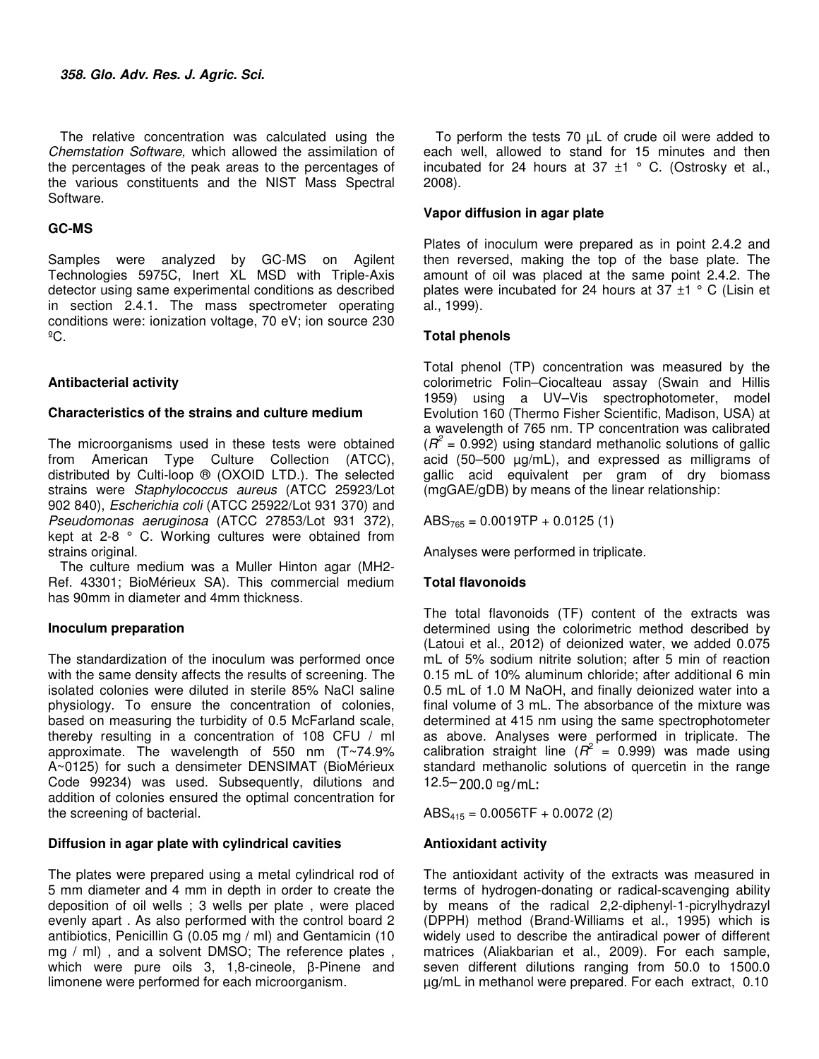The relative concentration was calculated using the *Chemstation Software,* which allowed the assimilation of the percentages of the peak areas to the percentages of the various constituents and the NIST Mass Spectral Software.

### GC-MS

Samples were analyzed by GC-MS on Agilent Technologies 5975C, Inert XL MSD with Triple-Axis detector using same experimental conditions as described in section 2.4.1. The mass spectrometer operating conditions were: ionization voltage, 70 eV; ion source 230 ºC.

## Antibacterial activity

### Characteristics of the strains and culture medium

The microorganisms used in these tests were obtained from American Type Culture Collection (ATCC), distributed by Culti-loop ® (OXOID LTD.). The selected strains were *Staphylococcus aureus* (ATCC 25923/Lot 902 840), *Escherichia coli* (ATCC 25922/Lot 931 370) and *Pseudomonas aeruginosa* (ATCC 27853/Lot 931 372), kept at 2-8 ° C. Working cultures were obtained from strains original.

The culture medium was a Muller Hinton agar (MH2-Ref. 43301; BioMérieux SA). This commercial medium has 90mm in diameter and 4mm thickness.

### Inoculum preparation

The standardization of the inoculum was performed once with the same density affects the results of screening. The isolated colonies were diluted in sterile 85% NaCl saline physiology. To ensure the concentration of colonies, based on measuring the turbidity of 0.5 McFarland scale, thereby resulting in a concentration of 108 CFU / ml approximate. The wavelength of 550 nm (T~74.9% A~0125) for such a densimeter DENSIMAT (BioMérieux Code 99234) was used. Subsequently, dilutions and addition of colonies ensured the optimal concentration for the screening of bacterial.

### Diffusion in agar plate with cylindrical cavities

The plates were prepared using a metal cylindrical rod of 5 mm diameter and 4 mm in depth in order to create the deposition of oil wells ; 3 wells per plate , were placed evenly apart . As also performed with the control board 2 antibiotics, Penicillin G (0.05 mg / ml) and Gentamicin (10 mg / ml) , and a solvent DMSO; The reference plates , which were pure oils 3, 1,8-cineole, β-Pinene and limonene were performed for each microorganism.

To perform the tests 70 µL of crude oil were added to each well, allowed to stand for 15 minutes and then incubated for 24 hours at 37 ±1 ° C. (Ostrosky et al., 2008).

### Vapor diffusion in agar plate

Plates of inoculum were prepared as in point 2.4.2 and then reversed, making the top of the base plate. The amount of oil was placed at the same point 2.4.2. The plates were incubated for 24 hours at 37 ±1 ° C (Lisin et al., 1999).

### Total phenols

Total phenol (TP) concentration was measured by the colorimetric Folin–Ciocalteau assay (Swain and Hillis 1959) using a UV–Vis spectrophotometer, model Evolution 160 (Thermo Fisher Scientific, Madison, USA) at a wavelength of 765 nm. TP concentration was calibrated ($R^2$ = 0.992) using standard methanolic solutions of gallic acid (50–500 µg/mL), and expressed as milligrams of gallic acid equivalent per gram of dry biomass (mgGAE/gDB) by means of the linear relationship:

$ABS_{765} = 0.0019TP + 0.0125$ (1)

Analyses were performed in triplicate.

### Total flavonoids

The total flavonoids (TF) content of the extracts was determined using the colorimetric method described by (Latoui et al., 2012) of deionized water, we added 0.075 mL of 5% sodium nitrite solution; after 5 min of reaction 0.15 mL of 10% aluminum chloride; after additional 6 min 0.5 mL of 1.0 M NaOH, and finally deionized water into a final volume of 3 mL. The absorbance of the mixture was determined at 415 nm using the same spectrophotometer as above. Analyses were performed in triplicate. The calibration straight line ($R^2$ = 0.999) was made using standard methanolic solutions of quercetin in the range 12.5–200.0 ¤g/mL:

$ABS_{415} = 0.0056TF + 0.0072$ (2)

### Antioxidant activity

The antioxidant activity of the extracts was measured in terms of hydrogen-donating or radical-scavenging ability by means of the radical 2,2-diphenyl-1-picrylhydrazyl (DPPH) method (Brand-Williams et al., 1995) which is widely used to describe the antiradical power of different matrices (Aliakbarian et al., 2009). For each sample, seven different dilutions ranging from 50.0 to 1500.0 µg/mL in methanol were prepared. For each extract, 0.10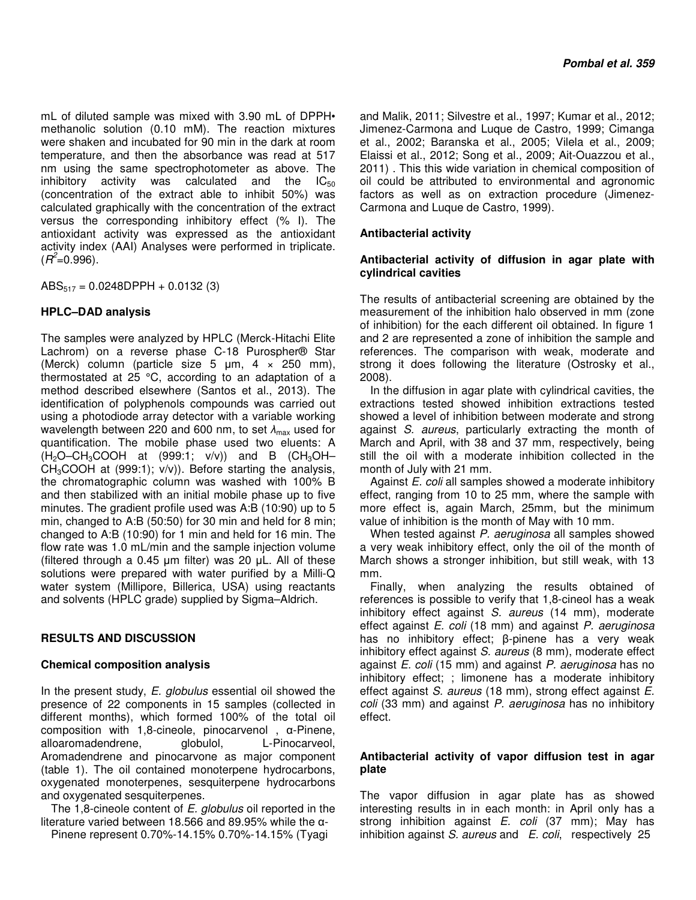mL of diluted sample was mixed with 3.90 mL of DPPH• methanolic solution (0.10 mM). The reaction mixtures were shaken and incubated for 90 min in the dark at room temperature, and then the absorbance was read at 517 nm using the same spectrophotometer as above. The inhibitory activity was calculated and the $IC_{50}$ (concentration of the extract able to inhibit 50%) was calculated graphically with the concentration of the extract versus the corresponding inhibitory effect (% I). The antioxidant activity was expressed as the antioxidant activity index (AAI) Analyses were performed in triplicate. ($R^2$=0.996).

$$ABS_{517} = 0.0248DPPH + 0.0132 \quad (3)$$

### HPLC–DAD analysis

The samples were analyzed by HPLC (Merck-Hitachi Elite Lachrom) on a reverse phase C-18 Purospher® Star (Merck) column (particle size 5 µm, 4 × 250 mm), thermostated at 25 °C, according to an adaptation of a method described elsewhere (Santos et al., 2013). The identification of polyphenols compounds was carried out using a photodiode array detector with a variable working wavelength between 220 and 600 nm, to set $\lambda_{max}$ used for quantification. The mobile phase used two eluents: A ($H_2O$–$CH_3COOH$ at (999:1; v/v)) and B ($CH_3OH$–$CH_3COOH$ at (999:1); v/v)). Before starting the analysis, the chromatographic column was washed with 100% B and then stabilized with an initial mobile phase up to five minutes. The gradient profile used was A:B (10:90) up to 5 min, changed to A:B (50:50) for 30 min and held for 8 min; changed to A:B (10:90) for 1 min and held for 16 min. The flow rate was 1.0 mL/min and the sample injection volume (filtered through a 0.45 µm filter) was 20 µL. All of these solutions were prepared with water purified by a Milli-Q water system (Millipore, Billerica, USA) using reactants and solvents (HPLC grade) supplied by Sigma–Aldrich.

## RESULTS AND DISCUSSION

### Chemical composition analysis

In the present study, *E. globulus* essential oil showed the presence of 22 components in 15 samples (collected in different months), which formed 100% of the total oil composition with 1,8-cineole, pinocarvenol , α-Pinene, alloaromadendrene, globulol, L-Pinocarveol, Aromadendrene and pinocarvone as major component (table 1). The oil contained monoterpene hydrocarbons, oxygenated monoterpenes, sesquiterpene hydrocarbons and oxygenated sesquiterpenes.

The 1,8-cineole content of *E. globulus* oil reported in the literature varied between 18.566 and 89.95% while the α-Pinene represent 0.70%-14.15% 0.70%-14.15% (Tyagi and Malik, 2011; Silvestre et al., 1997; Kumar et al., 2012; Jimenez-Carmona and Luque de Castro, 1999; Cimanga et al., 2002; Baranska et al., 2005; Vilela et al., 2009; Elaissi et al., 2012; Song et al., 2009; Ait-Ouazzou et al., 2011) . This this wide variation in chemical composition of oil could be attributed to environmental and agronomic factors as well as on extraction procedure (Jimenez-Carmona and Luque de Castro, 1999).

### Antibacterial activity

#### Antibacterial activity of diffusion in agar plate with cylindrical cavities

The results of antibacterial screening are obtained by the measurement of the inhibition halo observed in mm (zone of inhibition) for the each different oil obtained. In figure 1 and 2 are represented a zone of inhibition the sample and references. The comparison with weak, moderate and strong it does following the literature (Ostrosky et al., 2008).

In the diffusion in agar plate with cylindrical cavities, the extractions tested showed inhibition extractions tested showed a level of inhibition between moderate and strong against *S. aureus*, particularly extracting the month of March and April, with 38 and 37 mm, respectively, being still the oil with a moderate inhibition collected in the month of July with 21 mm.

Against *E. coli* all samples showed a moderate inhibitory effect, ranging from 10 to 25 mm, where the sample with more effect is, again March, 25mm, but the minimum value of inhibition is the month of May with 10 mm.

When tested against *P. aeruginosa* all samples showed a very weak inhibitory effect, only the oil of the month of March shows a stronger inhibition, but still weak, with 13 mm.

Finally, when analyzing the results obtained of references is possible to verify that 1,8-cineol has a weak inhibitory effect against *S. aureus* (14 mm), moderate effect against *E. coli* (18 mm) and against *P. aeruginosa* has no inhibitory effect; β-pinene has a very weak inhibitory effect against *S. aureus* (8 mm), moderate effect against *E. coli* (15 mm) and against *P. aeruginosa* has no inhibitory effect; ; limonene has a moderate inhibitory effect against *S. aureus* (18 mm), strong effect against *E. coli* (33 mm) and against *P. aeruginosa* has no inhibitory effect.

#### Antibacterial activity of vapor diffusion test in agar plate

The vapor diffusion in agar plate has as showed interesting results in in each month: in April only has a strong inhibition against *E. coli* (37 mm); May has inhibition against *S. aureus* and *E. coli*, respectively 25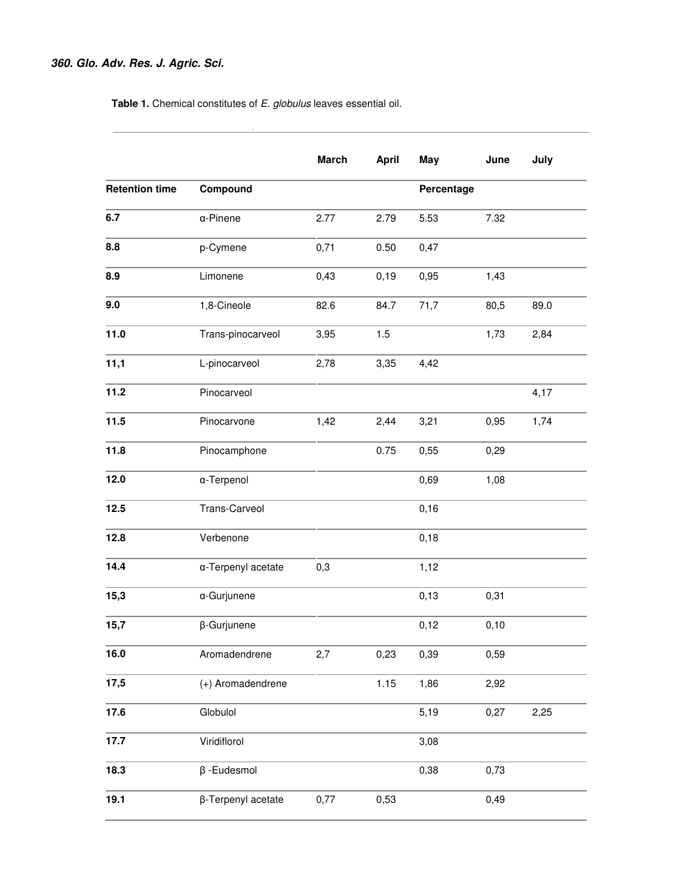**Table 1.** Chemical constitutes of *E. globulus* leaves essential oil.

| | | March | April | May | June | July |
|---|---|---|---|---|---|---|
| **Retention time** | **Compound** | | | **Percentage** | | |
| **6.7** | α-Pinene | 2.77 | 2.79 | 5.53 | 7.32 | |
| **8.8** | p-Cymene | 0,71 | 0.50 | 0,47 | | |
| **8.9** | Limonene | 0,43 | 0,19 | 0,95 | 1,43 | |
| **9.0** | 1,8-Cineole | 82.6 | 84.7 | 71,7 | 80,5 | 89.0 |
| **11.0** | Trans-pinocarveol | 3,95 | 1.5 | | 1,73 | 2,84 |
| **11,1** | L-pinocarveol | 2,78 | 3,35 | 4,42 | | |
| **11.2** | Pinocarveol | | | | | 4,17 |
| **11.5** | Pinocarvone | 1,42 | 2,44 | 3,21 | 0,95 | 1,74 |
| **11.8** | Pinocamphone | | 0.75 | 0,55 | 0,29 | |
| **12.0** | α-Terpenol | | | 0,69 | 1,08 | |
| **12.5** | Trans-Carveol | | | 0,16 | | |
| **12.8** | Verbenone | | | 0,18 | | |
| **14.4** | α-Terpenyl acetate | 0,3 | | 1,12 | | |
| **15,3** | α-Gurjunene | | | 0,13 | 0,31 | |
| **15,7** | β-Gurjunene | | | 0,12 | 0,10 | |
| **16.0** | Aromadendrene | 2,7 | 0,23 | 0,39 | 0,59 | |
| **17,5** | (+) Aromadendrene | | 1.15 | 1,86 | 2,92 | |
| **17.6** | Globulol | | | 5,19 | 0,27 | 2,25 |
| **17.7** | Viridiflorol | | | 3,08 | | |
| **18.3** | β -Eudesmol | | | 0,38 | 0,73 | |
| **19.1** | β-Terpenyl acetate | 0,77 | 0,53 | | 0,49 | |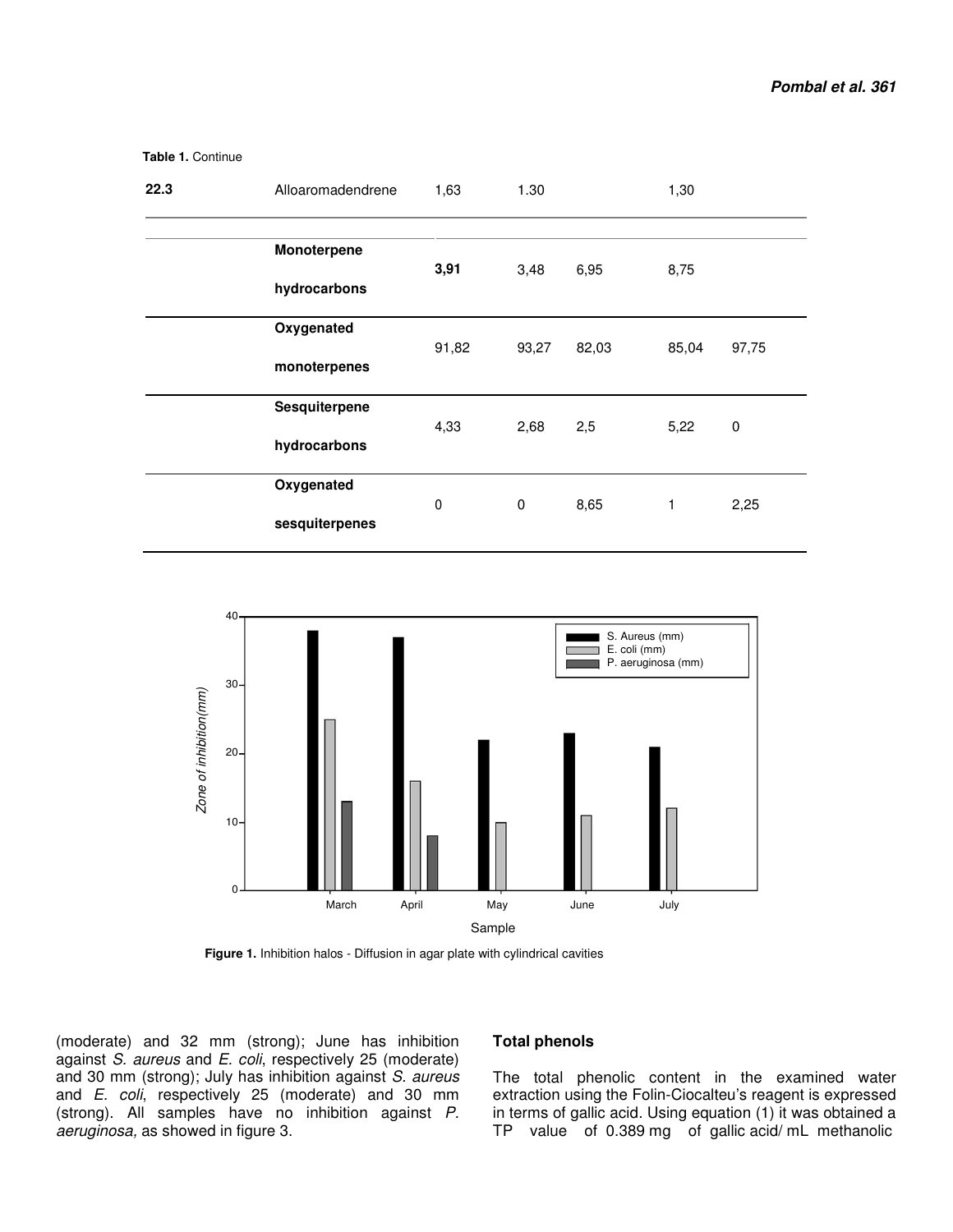Table 1. Continue

| | | | | | | |
|---|---|---|---|---|---|---|
| **22.3** | Alloaromadendrene | 1,63 | 1.30 | | 1,30 | |
| | **Monoterpene hydrocarbons** | **3,91** | 3,48 | 6,95 | 8,75 | |
| | **Oxygenated monoterpenes** | 91,82 | 93,27 | 82,03 | 85,04 | 97,75 |
| | **Sesquiterpene hydrocarbons** | 4,33 | 2,68 | 2,5 | 5,22 | 0 |
| | **Oxygenated sesquiterpenes** | 0 | 0 | 8,65 | 1 | 2,25 |

**Figure 1.** Inhibition halos - Diffusion in agar plate with cylindrical cavities

(moderate) and 32 mm (strong); June has inhibition against *S. aureus* and *E. coli*, respectively 25 (moderate) and 30 mm (strong); July has inhibition against *S. aureus* and *E. coli*, respectively 25 (moderate) and 30 mm (strong). All samples have no inhibition against *P. aeruginosa,* as showed in figure 3.

### Total phenols

The total phenolic content in the examined water extraction using the Folin-Ciocalteu's reagent is expressed in terms of gallic acid. Using equation (1) it was obtained a TP value of 0.389 mg of gallic acid/ mL methanolic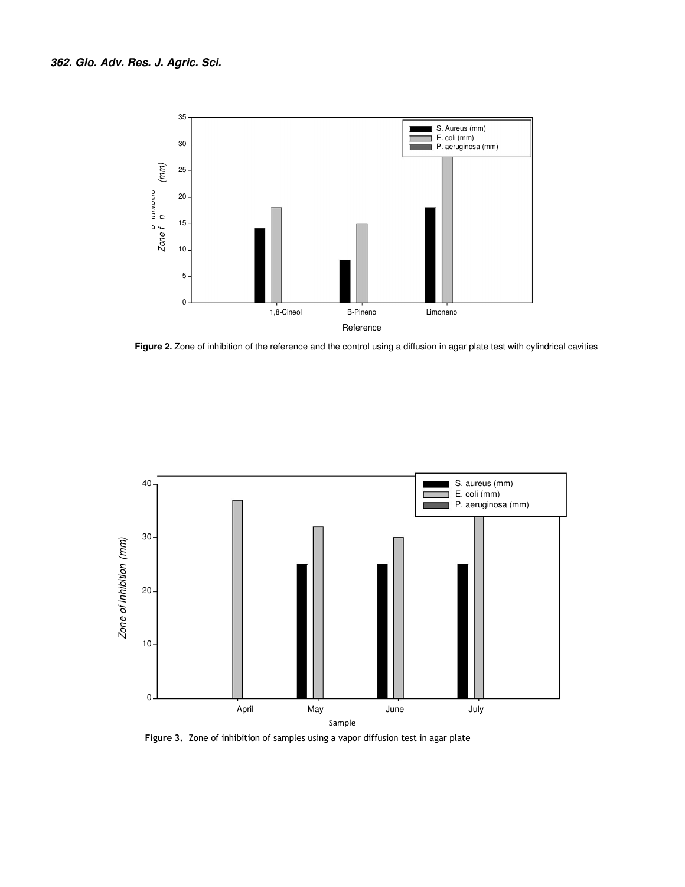Figure 2. Zone of inhibition of the reference and the control using a diffusion in agar plate test with cylindrical cavities

Figure 3. Zone of inhibition of samples using a vapor diffusion test in agar plate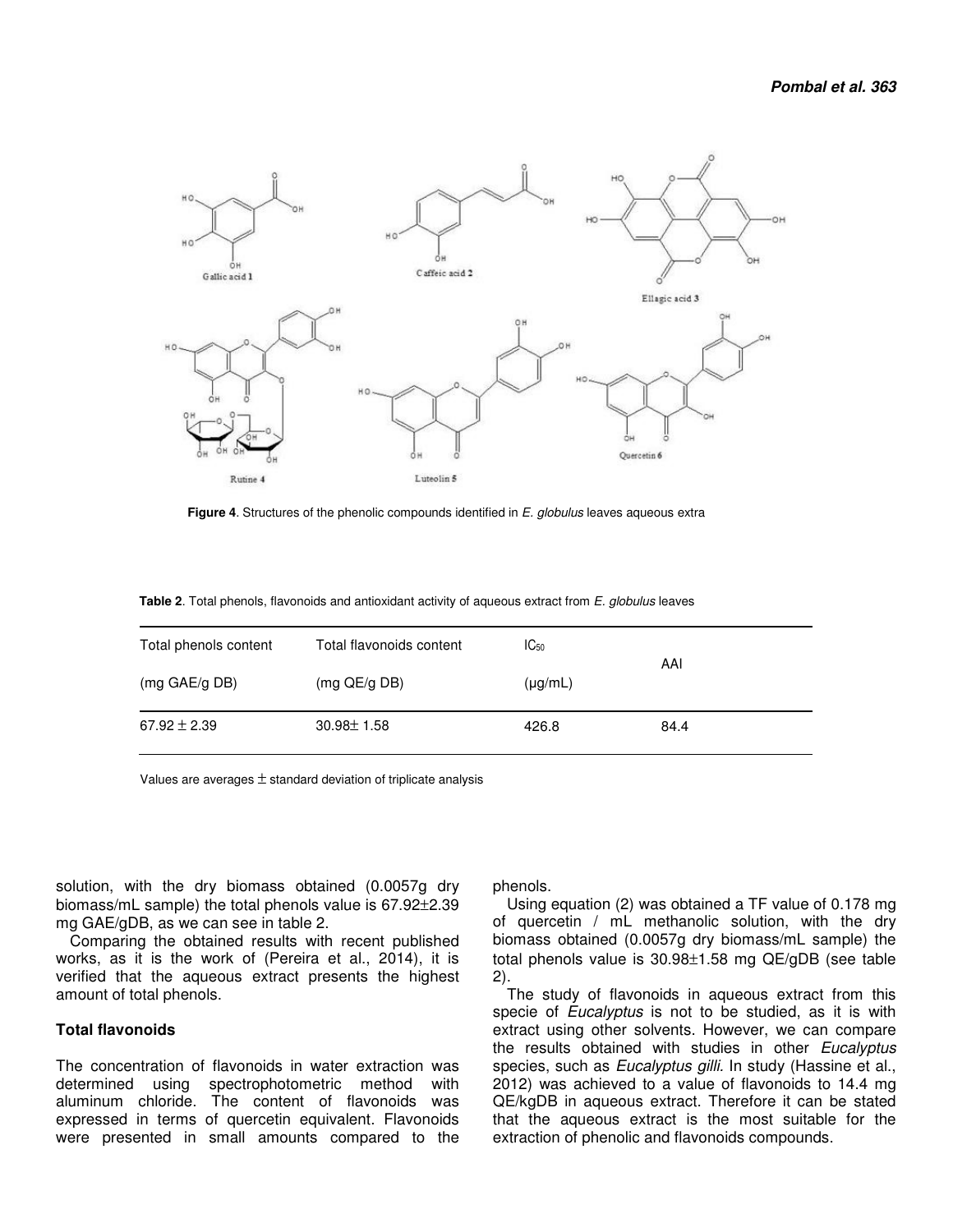Figure 4. Structures of the phenolic compounds identified in *E. globulus* leaves aqueous extra

**Table 2**. Total phenols, flavonoids and antioxidant activity of aqueous extract from *E. globulus* leaves

| Total phenols content (mg GAE/g DB) | Total flavonoids content (mg QE/g DB) | $IC_{50}$ (μg/mL) | AAI |
|---|---|---|---|
| 67.92 ± 2.39 | 30.98± 1.58 | 426.8 | 84.4 |

Values are averages ± standard deviation of triplicate analysis

solution, with the dry biomass obtained (0.0057g dry biomass/mL sample) the total phenols value is 67.92±2.39 mg GAE/gDB, as we can see in table 2.

Comparing the obtained results with recent published works, as it is the work of (Pereira et al., 2014), it is verified that the aqueous extract presents the highest amount of total phenols.

### Total flavonoids

The concentration of flavonoids in water extraction was determined using spectrophotometric method with aluminum chloride. The content of flavonoids was expressed in terms of quercetin equivalent. Flavonoids were presented in small amounts compared to the phenols.

Using equation (2) was obtained a TF value of 0.178 mg of quercetin / mL methanolic solution, with the dry biomass obtained (0.0057g dry biomass/mL sample) the total phenols value is 30.98±1.58 mg QE/gDB (see table 2).

The study of flavonoids in aqueous extract from this specie of *Eucalyptus* is not to be studied, as it is with extract using other solvents. However, we can compare the results obtained with studies in other *Eucalyptus* species, such as *Eucalyptus gilli.* In study (Hassine et al., 2012) was achieved to a value of flavonoids to 14.4 mg QE/kgDB in aqueous extract. Therefore it can be stated that the aqueous extract is the most suitable for the extraction of phenolic and flavonoids compounds.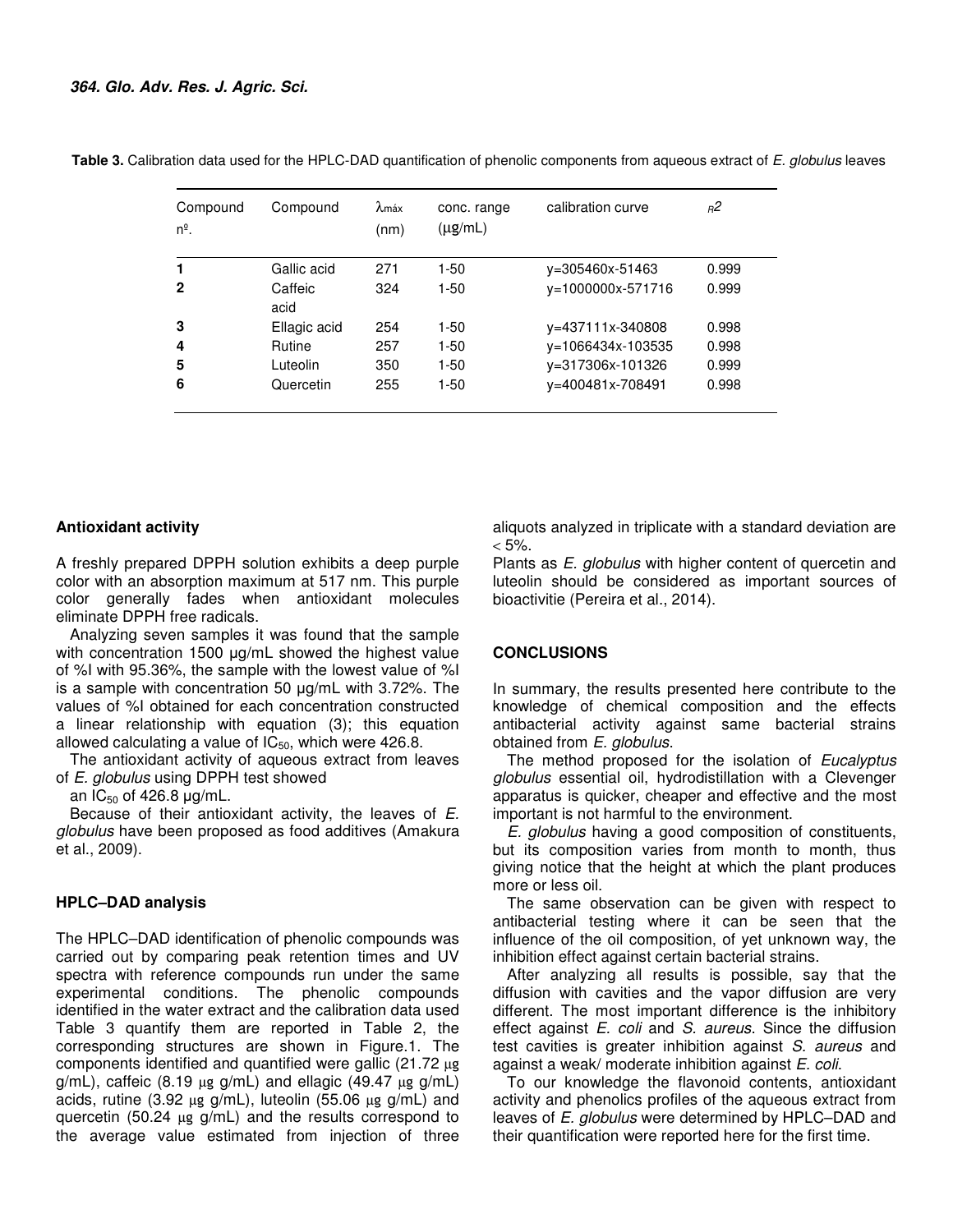**Table 3.** Calibration data used for the HPLC-DAD quantification of phenolic components from aqueous extract of *E. globulus* leaves

| Compound nº. | Compound | $\lambda_{máx}$ (nm) | conc. range (μg/mL) | calibration curve | $R^2$ |
|---|---|---|---|---|---|
| **1** | Gallic acid | 271 | 1-50 | y=305460x-51463 | 0.999 |
| **2** | Caffeic acid | 324 | 1-50 | y=1000000x-571716 | 0.999 |
| **3** | Ellagic acid | 254 | 1-50 | y=437111x-340808 | 0.998 |
| **4** | Rutine | 257 | 1-50 | y=1066434x-103535 | 0.998 |
| **5** | Luteolin | 350 | 1-50 | y=317306x-101326 | 0.999 |
| **6** | Quercetin | 255 | 1-50 | y=400481x-708491 | 0.998 |

**Antioxidant activity**

A freshly prepared DPPH solution exhibits a deep purple color with an absorption maximum at 517 nm. This purple color generally fades when antioxidant molecules eliminate DPPH free radicals.

Analyzing seven samples it was found that the sample with concentration 1500 µg/mL showed the highest value of %I with 95.36%, the sample with the lowest value of %I is a sample with concentration 50 µg/mL with 3.72%. The values of %I obtained for each concentration constructed a linear relationship with equation (3); this equation allowed calculating a value of $IC_{50}$, which were 426.8.

The antioxidant activity of aqueous extract from leaves of *E. globulus* using DPPH test showed an $IC_{50}$ of 426.8 µg/mL.

Because of their antioxidant activity, the leaves of *E. globulus* have been proposed as food additives (Amakura et al., 2009).

**HPLC–DAD analysis**

The HPLC–DAD identification of phenolic compounds was carried out by comparing peak retention times and UV spectra with reference compounds run under the same experimental conditions. The phenolic compounds identified in the water extract and the calibration data used Table 3 quantify them are reported in Table 2, the corresponding structures are shown in Figure.1. The components identified and quantified were gallic (21.72 μg g/mL), caffeic (8.19 μg g/mL) and ellagic (49.47 μg g/mL) acids, rutine (3.92 μg g/mL), luteolin (55.06 μg g/mL) and quercetin (50.24 μg g/mL) and the results correspond to the average value estimated from injection of three aliquots analyzed in triplicate with a standard deviation are < 5%.

Plants as *E. globulus* with higher content of quercetin and luteolin should be considered as important sources of bioactivitie (Pereira et al., 2014).

**CONCLUSIONS**

In summary, the results presented here contribute to the knowledge of chemical composition and the effects antibacterial activity against same bacterial strains obtained from *E. globulus*.

The method proposed for the isolation of *Eucalyptus globulus* essential oil, hydrodistillation with a Clevenger apparatus is quicker, cheaper and effective and the most important is not harmful to the environment.

*E. globulus* having a good composition of constituents, but its composition varies from month to month, thus giving notice that the height at which the plant produces more or less oil.

The same observation can be given with respect to antibacterial testing where it can be seen that the influence of the oil composition, of yet unknown way, the inhibition effect against certain bacterial strains.

After analyzing all results is possible, say that the diffusion with cavities and the vapor diffusion are very different. The most important difference is the inhibitory effect against *E. coli* and *S. aureus*. Since the diffusion test cavities is greater inhibition against *S. aureus* and against a weak/ moderate inhibition against *E. coli*.

To our knowledge the flavonoid contents, antioxidant activity and phenolics profiles of the aqueous extract from leaves of *E. globulus* were determined by HPLC–DAD and their quantification were reported here for the first time.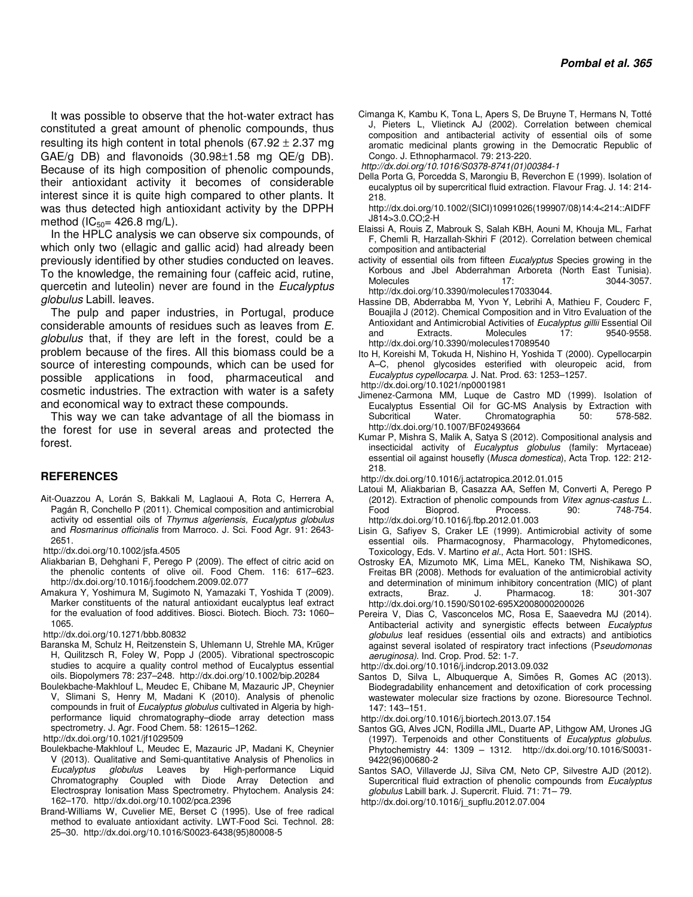It was possible to observe that the hot-water extract has constituted a great amount of phenolic compounds, thus resulting its high content in total phenols (67.92 ± 2.37 mg GAE/g DB) and flavonoids (30.98±1.58 mg QE/g DB). Because of its high composition of phenolic compounds, their antioxidant activity it becomes of considerable interest since it is quite high compared to other plants. It was thus detected high antioxidant activity by the DPPH method ($IC_{50}$= 426.8 mg/L).

In the HPLC analysis we can observe six compounds, of which only two (ellagic and gallic acid) had already been previously identified by other studies conducted on leaves. To the knowledge, the remaining four (caffeic acid, rutine, quercetin and luteolin) never are found in the *Eucalyptus globulus* Labill. leaves.

The pulp and paper industries, in Portugal, produce considerable amounts of residues such as leaves from *E. globulus* that, if they are left in the forest, could be a problem because of the fires. All this biomass could be a source of interesting compounds, which can be used for possible applications in food, pharmaceutical and cosmetic industries. The extraction with water is a safety and economical way to extract these compounds.

This way we can take advantage of all the biomass in the forest for use in several areas and protected the forest.

## REFERENCES

Ait-Ouazzou A, Lorán S, Bakkali M, Laglaoui A, Rota C, Herrera A, Pagán R, Conchello P (2011). Chemical composition and antimicrobial activity od essential oils of *Thymus algeriensis, Eucalyptus globulus* and *Rosmarinus officinalis* from Marroco. J. Sci. Food Agr. 91: 2643-2651.
http://dx.doi.org/10.1002/jsfa.4505

Aliakbarian B, Dehghani F, Perego P (2009). The effect of citric acid on the phenolic contents of olive oil. Food Chem. 116: 617–623. http://dx.doi.org/10.1016/j.foodchem.2009.02.077

Amakura Y, Yoshimura M, Sugimoto N, Yamazaki T, Yoshida T (2009). Marker constituents of the natural antioxidant eucalyptus leaf extract for the evaluation of food additives. Biosci. Biotech. Bioch. 73**:** 1060–1065.
http://dx.doi.org/10.1271/bbb.80832

Baranska M, Schulz H, Reitzenstein S, Uhlemann U, Strehle MA, Krüger H, Quilitzsch R, Foley W, Popp J (2005). Vibrational spectroscopic studies to acquire a quality control method of Eucalyptus essential oils. Biopolymers 78: 237–248. http://dx.doi.org/10.1002/bip.20284

Boulekbache-Makhlouf L, Meudec E, Chibane M, Mazauric JP, Cheynier V, Slimani S, Henry M, Madani K (2010). Analysis of phenolic compounds in fruit of *Eucalyptus globulus* cultivated in Algeria by high-performance liquid chromatography–diode array detection mass spectrometry. J. Agr. Food Chem. 58: 12615–1262.
http://dx.doi.org/10.1021/jf1029509

Boulekbache-Makhlouf L, Meudec E, Mazauric JP, Madani K, Cheynier V (2013). Qualitative and Semi-quantitative Analysis of Phenolics in *Eucalyptus globulus* Leaves by High-performance Liquid Chromatography Coupled with Diode Array Detection and Electrospray Ionisation Mass Spectrometry. Phytochem. Analysis 24: 162–170. http://dx.doi.org/10.1002/pca.2396

Brand-Williams W, Cuvelier ME, Berset C (1995). Use of free radical method to evaluate antioxidant activity. LWT-Food Sci. Technol. 28: 25–30. http://dx.doi.org/10.1016/S0023-6438(95)80008-5

Cimanga K, Kambu K, Tona L, Apers S, De Bruyne T, Hermans N, Totté J, Pieters L, Vlietinck AJ (2002). Correlation between chemical composition and antibacterial activity of essential oils of some aromatic medicinal plants growing in the Democratic Republic of Congo. J. Ethnopharmacol. 79: 213-220.
*http://dx.doi.org/10.1016/S0378-8741(01)00384-1*

Della Porta G, Porcedda S, Marongiu B, Reverchon E (1999). Isolation of eucalyptus oil by supercritical fluid extraction. Flavour Frag. J. 14: 214-218.
http://dx.doi.org/10.1002/(SICI)10991026(199907/08)14:4<214::AIDFF J814>3.0.CO;2-H

Elaissi A, Rouis Z, Mabrouk S, Salah KBH, Aouni M, Khouja ML, Farhat F, Chemli R, Harzallah-Skhiri F (2012). Correlation between chemical composition and antibacterial activity of essential oils from fifteen *Eucalyptus* Species growing in the Korbous and Jbel Abderrahman Arboreta (North East Tunisia). Molecules 17: 3044-3057.
http://dx.doi.org/10.3390/molecules17033044.

Hassine DB, Abderrabba M, Yvon Y, Lebrihi A, Mathieu F, Couderc F, Bouajila J (2012). Chemical Composition and in Vitro Evaluation of the Antioxidant and Antimicrobial Activities of *Eucalyptus gillii* Essential Oil and Extracts. Molecules 17: 9540-9558.
http://dx.doi.org/10.3390/molecules17089540

Ito H, Koreishi M, Tokuda H, Nishino H, Yoshida T (2000). Cypellocarpin A–C, phenol glycosides esterified with oleuropeic acid, from *Eucalyptus cypellocarpa*. J. Nat. Prod. 63: 1253–1257.
http://dx.doi.org/10.1021/np0001981

Jimenez-Carmona MM, Luque de Castro MD (1999). Isolation of Eucalyptus Essential Oil for GC-MS Analysis by Extraction with Subcritical Water. Chromatographia 50: 578-582.
http://dx.doi.org/10.1007/BF02493664

Kumar P, Mishra S, Malik A, Satya S (2012). Compositional analysis and insecticidal activity of *Eucalyptus globulus* (family: Myrtaceae) essential oil against housefly (*Musca domestica*), Acta Trop. 122: 212-218.
http://dx.doi.org/10.1016/j.actatropica.2012.01.015

Latoui M, Aliakbarian B, Casazza AA, Seffen M, Converti A, Perego P (2012). Extraction of phenolic compounds from *Vitex agnus-castus L.*. Food Bioprod. Process. 90: 748-754.
http://dx.doi.org/10.1016/j.fbp.2012.01.003

Lisin G, Safiyev S, Craker LE (1999). Antimicrobial activity of some essential oils. Pharmacognosy, Pharmacology, Phytomedicones, Toxicology, Eds. V. Martino *et al*., Acta Hort. 501: ISHS.

Ostrosky EA, Mizumoto MK, Lima MEL, Kaneko TM, Nishikawa SO, Freitas BR (2008). Methods for evaluation of the antimicrobial activity and determination of minimum inhibitory concentration (MIC) of plant extracts, Braz. J. Pharmacog. 18: 301-307
http://dx.doi.org/10.1590/S0102-695X2008000200026

Pereira V, Dias C, Vasconcelos MC, Rosa E, Saaevedra MJ (2014). Antibacterial activity and synergistic effects between *Eucalyptus globulus* leaf residues (essential oils and extracts) and antibiotics against several isolated of respiratory tract infections (P*seudomonas aeruginosa).* Ind. Crop. Prod. 52: 1-7.
http://dx.doi.org/10.1016/j.indcrop.2013.09.032

Santos D, Silva L, Albuquerque A, Simões R, Gomes AC (2013). Biodegradability enhancement and detoxification of cork processing wastewater molecular size fractions by ozone. Bioresource Technol. 147: 143–151.
http://dx.doi.org/10.1016/j.biortech.2013.07.154

Santos GG, Alves JCN, Rodilla JML, Duarte AP, Lithgow AM, Urones JG (1997). Terpenoids and other Constituents of *Eucalyptus globulus*. Phytochemistry 44: 1309 – 1312. http://dx.doi.org/10.1016/S0031-9422(96)00680-2

Santos SAO, Villaverde JJ, Silva CM, Neto CP, Silvestre AJD (2012). Supercritical fluid extraction of phenolic compounds from *Eucalyptus globulus* Labill bark. J. Supercrit. Fluid. 71: 71– 79.
http://dx.doi.org/10.1016/j_supflu.2012.07.004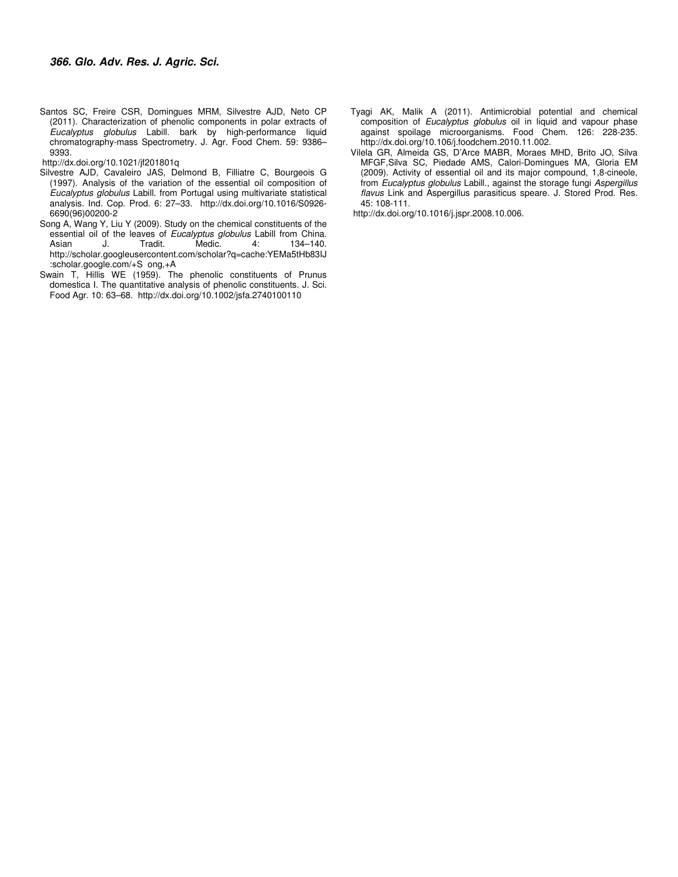Santos SC, Freire CSR, Domingues MRM, Silvestre AJD, Neto CP (2011). Characterization of phenolic components in polar extracts of *Eucalyptus globulus* Labill. bark by high-performance liquid chromatography-mass Spectrometry. J. Agr. Food Chem. 59: 9386–9393.

http://dx.doi.org/10.1021/jf201801q

Silvestre AJD, Cavaleiro JAS, Delmond B, Filliatre C, Bourgeois G (1997). Analysis of the variation of the essential oil composition of *Eucalyptus globulus* Labill. from Portugal using multivariate statistical analysis. Ind. Cop. Prod. 6: 27–33. http://dx.doi.org/10.1016/S0926-6690(96)00200-2

Song A, Wang Y, Liu Y (2009). Study on the chemical constituents of the essential oil of the leaves of *Eucalyptus globulus* Labill from China. Asian J. Tradit. Medic. 4: 134–140. http://scholar.googleusercontent.com/scholar?q=cache:YEMa5tHb83IJ:scholar.google.com/+S ong,+A

Swain T, Hillis WE (1959). The phenolic constituents of Prunus domestica I. The quantitative analysis of phenolic constituents. J. Sci. Food Agr. 10: 63–68. http://dx.doi.org/10.1002/jsfa.2740100110

Tyagi AK, Malik A (2011). Antimicrobial potential and chemical composition of *Eucalyptus globulus* oil in liquid and vapour phase against spoilage microorganisms. Food Chem. 126: 228-235. http://dx.doi.org/10.106/j.foodchem.2010.11.002.

Vilela GR, Almeida GS, D'Arce MABR, Moraes MHD, Brito JO, Silva MFGF,Silva SC, Piedade AMS, Calori-Domingues MA, Gloria EM (2009). Activity of essential oil and its major compound, 1,8-cineole, from *Eucalyptus globulus* Labill., against the storage fungi *Aspergillus flavus* Link and Aspergillus parasiticus speare. J. Stored Prod. Res. 45: 108-111.

http://dx.doi.org/10.1016/j.jspr.2008.10.006.